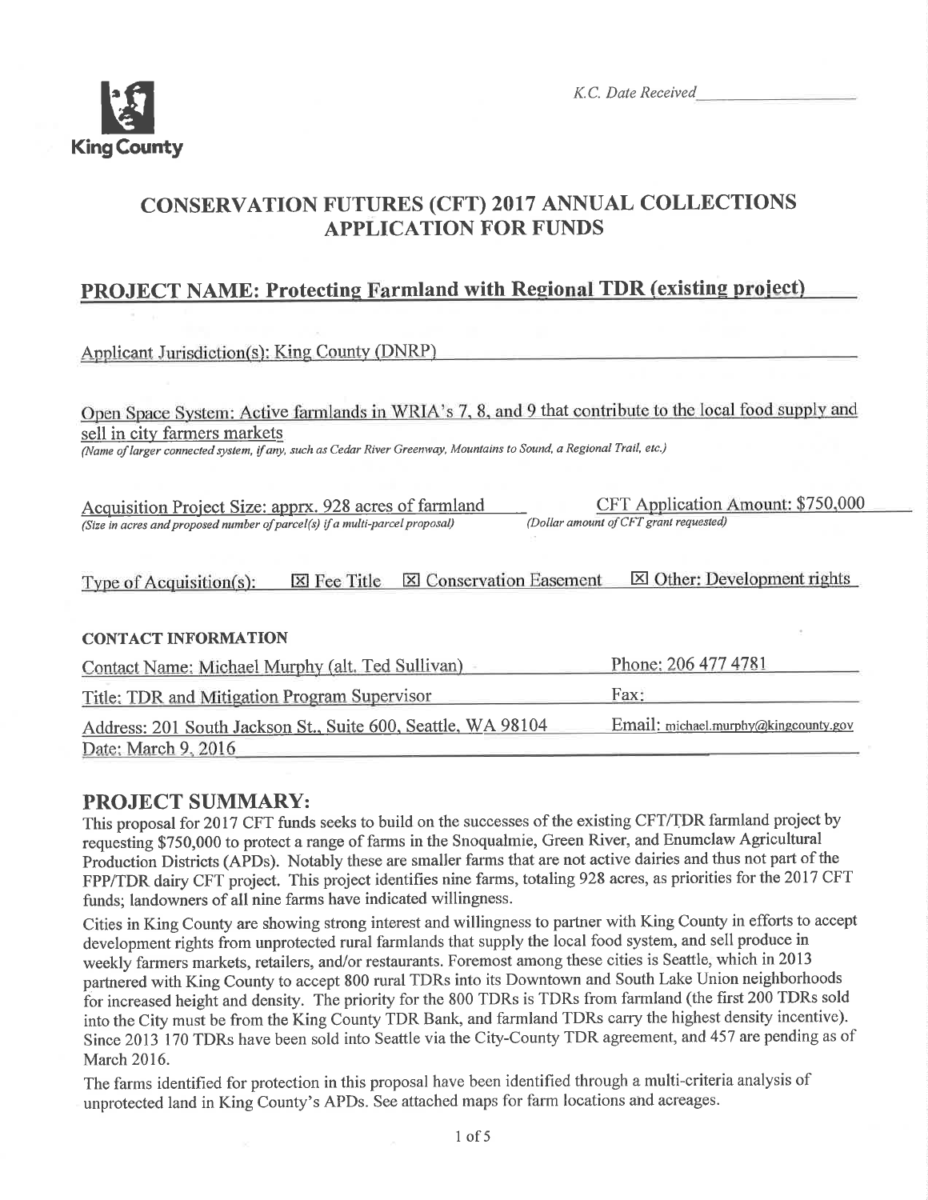King County

*K.C. Date Received*

# CONSERVATION FUTURES (CFT) 2017 ANNUAL COLLECTIONS APPLICATION FOR FUNDS

## PROJECT NAME: Protecting Farmland with Regional TDR (existing project)

Applicant Jurisdiction(s): King County (DNRP)

Open Space System: Active farmlands in WRIA's 7, 8, and 9 that contribute to the local food supply and sell in city farmers markets
*(Name of larger connected system, if any, such as Cedar River Greenway, Mountains to Sound, a Regional Trail, etc.)*

Acquisition Project Size: apprx. 928 acres of farmland
*(Size in acres and proposed number of parcel(s) if a multi-parcel proposal)*

CFT Application Amount: $750,000
*(Dollar amount of CFT grant requested)*

Type of Acquisition(s): ☒ Fee Title ☒ Conservation Easement ☒ Other: Development rights

**CONTACT INFORMATION**

| | |
|---|---|
| Contact Name: Michael Murphy (alt. Ted Sullivan) | Phone: 206 477 4781 |
| Title: TDR and Mitigation Program Supervisor | Fax: |
| Address: 201 South Jackson St., Suite 600, Seattle, WA 98104 | Email: michael.murphy@kingcounty.gov |
| Date: March 9, 2016 | |

## PROJECT SUMMARY:

This proposal for 2017 CFT funds seeks to build on the successes of the existing CFT/TDR farmland project by requesting $750,000 to protect a range of farms in the Snoqualmie, Green River, and Enumclaw Agricultural Production Districts (APDs). Notably these are smaller farms that are not active dairies and thus not part of the FPP/TDR dairy CFT project. This project identifies nine farms, totaling 928 acres, as priorities for the 2017 CFT funds; landowners of all nine farms have indicated willingness.

Cities in King County are showing strong interest and willingness to partner with King County in efforts to accept development rights from unprotected rural farmlands that supply the local food system, and sell produce in weekly farmers markets, retailers, and/or restaurants. Foremost among these cities is Seattle, which in 2013 partnered with King County to accept 800 rural TDRs into its Downtown and South Lake Union neighborhoods for increased height and density. The priority for the 800 TDRs is TDRs from farmland (the first 200 TDRs sold into the City must be from the King County TDR Bank, and farmland TDRs carry the highest density incentive). Since 2013 170 TDRs have been sold into Seattle via the City-County TDR agreement, and 457 are pending as of March 2016.

The farms identified for protection in this proposal have been identified through a multi-criteria analysis of unprotected land in King County's APDs. See attached maps for farm locations and acreages.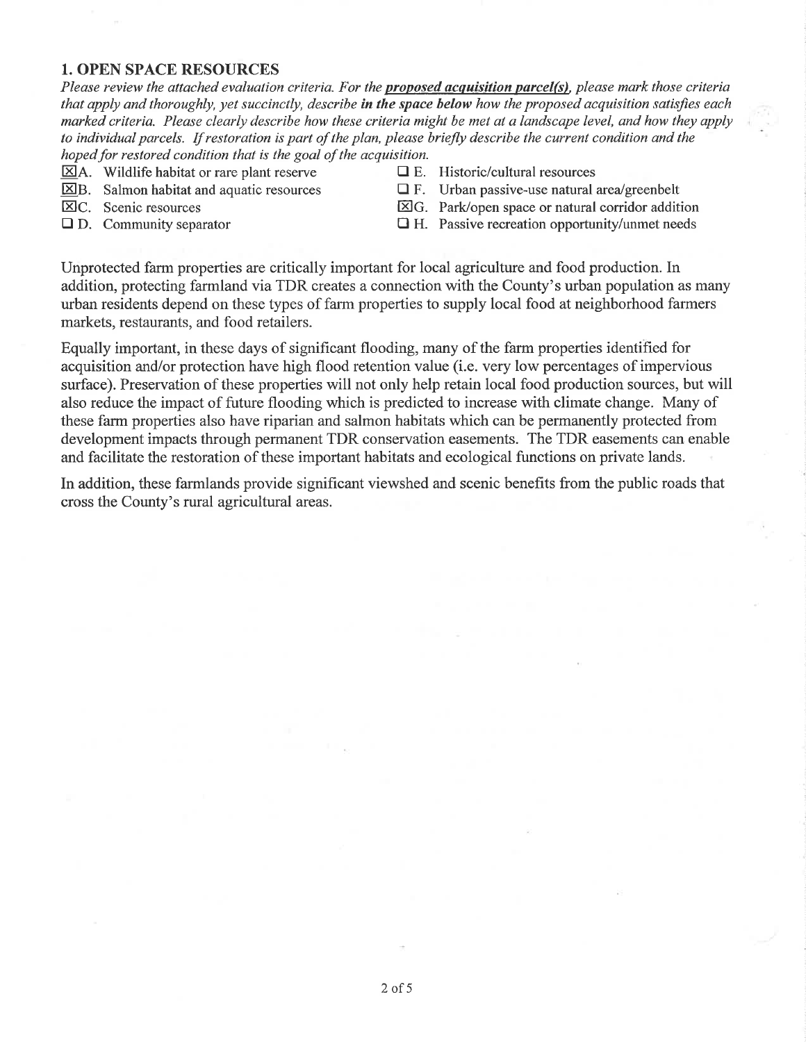## 1. OPEN SPACE RESOURCES

*Please review the attached evaluation criteria. For the* ***proposed acquisition parcel(s)****, please mark those criteria that apply and thoroughly, yet succinctly, describe* ***in the space below*** *how the proposed acquisition satisfies each marked criteria. Please clearly describe how these criteria might be met at a landscape level, and how they apply to individual parcels. If restoration is part of the plan, please briefly describe the current condition and the hoped for restored condition that is the goal of the acquisition.*

- ☒ A. Wildlife habitat or rare plant reserve
- ☒ B. Salmon habitat and aquatic resources
- ☒ C. Scenic resources
- ☐ D. Community separator
- ☐ E. Historic/cultural resources
- ☐ F. Urban passive-use natural area/greenbelt
- ☒ G. Park/open space or natural corridor addition
- ☐ H. Passive recreation opportunity/unmet needs

Unprotected farm properties are critically important for local agriculture and food production. In addition, protecting farmland via TDR creates a connection with the County's urban population as many urban residents depend on these types of farm properties to supply local food at neighborhood farmers markets, restaurants, and food retailers.

Equally important, in these days of significant flooding, many of the farm properties identified for acquisition and/or protection have high flood retention value (i.e. very low percentages of impervious surface). Preservation of these properties will not only help retain local food production sources, but will also reduce the impact of future flooding which is predicted to increase with climate change. Many of these farm properties also have riparian and salmon habitats which can be permanently protected from development impacts through permanent TDR conservation easements. The TDR easements can enable and facilitate the restoration of these important habitats and ecological functions on private lands.

In addition, these farmlands provide significant viewshed and scenic benefits from the public roads that cross the County's rural agricultural areas.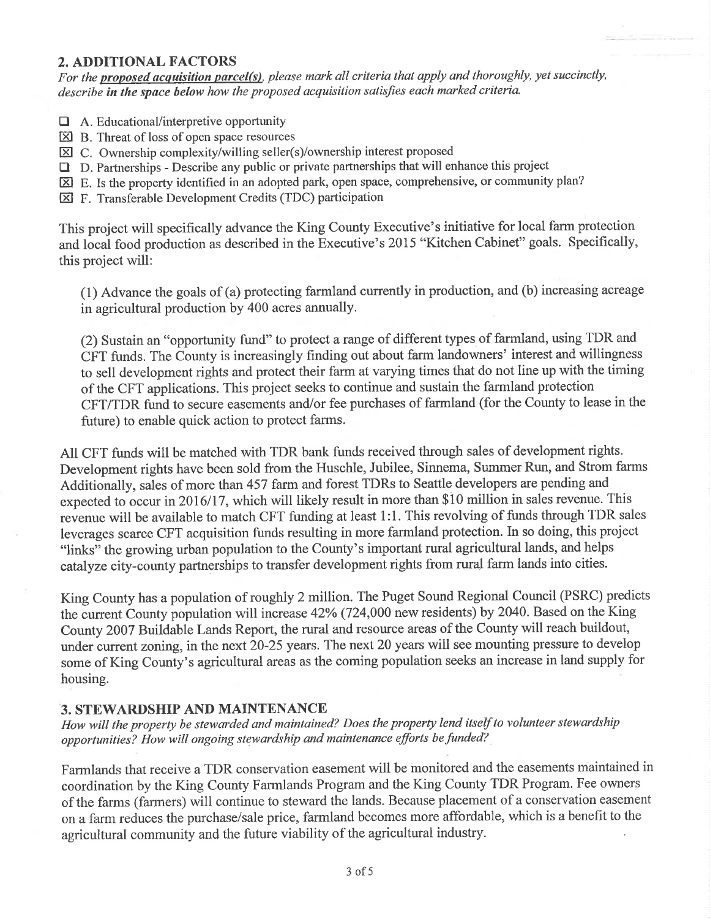## 2. ADDITIONAL FACTORS

*For the **proposed acquisition parcel(s)**, please mark all criteria that apply and thoroughly, yet succinctly, describe **in the space below** how the proposed acquisition satisfies each marked criteria.*

- ☐ A. Educational/interpretive opportunity
- ☒ B. Threat of loss of open space resources
- ☒ C. Ownership complexity/willing seller(s)/ownership interest proposed
- ☐ D. Partnerships - Describe any public or private partnerships that will enhance this project
- ☒ E. Is the property identified in an adopted park, open space, comprehensive, or community plan?
- ☒ F. Transferable Development Credits (TDC) participation

This project will specifically advance the King County Executive's initiative for local farm protection and local food production as described in the Executive's 2015 "Kitchen Cabinet" goals. Specifically, this project will:

(1) Advance the goals of (a) protecting farmland currently in production, and (b) increasing acreage in agricultural production by 400 acres annually.

(2) Sustain an "opportunity fund" to protect a range of different types of farmland, using TDR and CFT funds. The County is increasingly finding out about farm landowners' interest and willingness to sell development rights and protect their farm at varying times that do not line up with the timing of the CFT applications. This project seeks to continue and sustain the farmland protection CFT/TDR fund to secure easements and/or fee purchases of farmland (for the County to lease in the future) to enable quick action to protect farms.

All CFT funds will be matched with TDR bank funds received through sales of development rights. Development rights have been sold from the Huschle, Jubilee, Sinnema, Summer Run, and Strom farms Additionally, sales of more than 457 farm and forest TDRs to Seattle developers are pending and expected to occur in 2016/17, which will likely result in more than $10 million in sales revenue. This revenue will be available to match CFT funding at least 1:1. This revolving of funds through TDR sales leverages scarce CFT acquisition funds resulting in more farmland protection. In so doing, this project "links" the growing urban population to the County's important rural agricultural lands, and helps catalyze city-county partnerships to transfer development rights from rural farm lands into cities.

King County has a population of roughly 2 million. The Puget Sound Regional Council (PSRC) predicts the current County population will increase 42% (724,000 new residents) by 2040. Based on the King County 2007 Buildable Lands Report, the rural and resource areas of the County will reach buildout, under current zoning, in the next 20-25 years. The next 20 years will see mounting pressure to develop some of King County's agricultural areas as the coming population seeks an increase in land supply for housing.

## 3. STEWARDSHIP AND MAINTENANCE

*How will the property be stewarded and maintained? Does the property lend itself to volunteer stewardship opportunities? How will ongoing stewardship and maintenance efforts be funded?*

Farmlands that receive a TDR conservation easement will be monitored and the easements maintained in coordination by the King County Farmlands Program and the King County TDR Program. Fee owners of the farms (farmers) will continue to steward the lands. Because placement of a conservation easement on a farm reduces the purchase/sale price, farmland becomes more affordable, which is a benefit to the agricultural community and the future viability of the agricultural industry.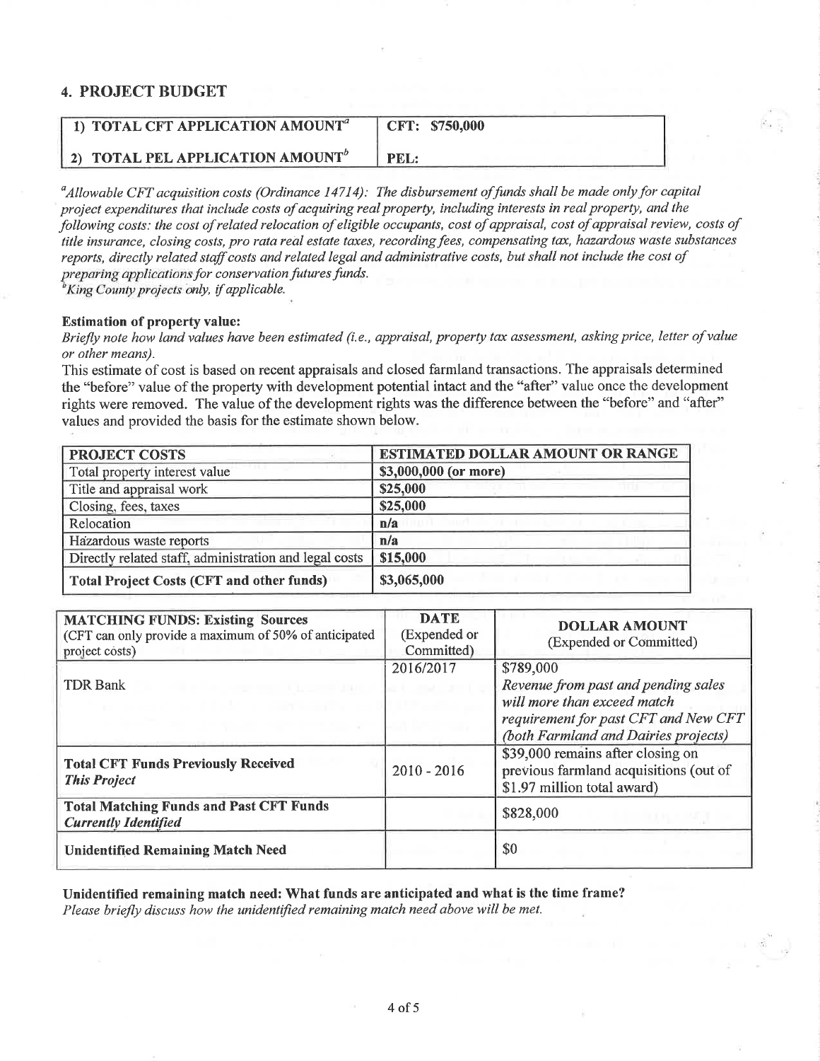## 4. PROJECT BUDGET

| 1) TOTAL CFT APPLICATION AMOUNT[a] | CFT: $750,000 |
|---|---|
| 2) TOTAL PEL APPLICATION AMOUNT[b] | PEL: |

*[a]Allowable CFT acquisition costs (Ordinance 14714): The disbursement of funds shall be made only for capital project expenditures that include costs of acquiring real property, including interests in real property, and the following costs: the cost of related relocation of eligible occupants, cost of appraisal, cost of appraisal review, costs of title insurance, closing costs, pro rata real estate taxes, recording fees, compensating tax, hazardous waste substances reports, directly related staff costs and related legal and administrative costs, but shall not include the cost of preparing applications for conservation futures funds.*
*[b]King County projects only, if applicable.*

**Estimation of property value:**
*Briefly note how land values have been estimated (i.e., appraisal, property tax assessment, asking price, letter of value or other means).*
This estimate of cost is based on recent appraisals and closed farmland transactions. The appraisals determined the "before" value of the property with development potential intact and the "after" value once the development rights were removed. The value of the development rights was the difference between the "before" and "after" values and provided the basis for the estimate shown below.

| PROJECT COSTS | ESTIMATED DOLLAR AMOUNT OR RANGE |
|---|---|
| Total property interest value | $3,000,000 (or more) |
| Title and appraisal work | $25,000 |
| Closing, fees, taxes | $25,000 |
| Relocation | n/a |
| Hazardous waste reports | n/a |
| Directly related staff, administration and legal costs | $15,000 |
| **Total Project Costs (CFT and other funds)** | $3,065,000 |

| **MATCHING FUNDS: Existing Sources** (CFT can only provide a maximum of 50% of anticipated project costs) | **DATE** (Expended or Committed) | **DOLLAR AMOUNT** (Expended or Committed) |
|---|---|---|
| TDR Bank | 2016/2017 | $789,000 *Revenue from past and pending sales will more than exceed match requirement for past CFT and New CFT (both Farmland and Dairies projects)* |
| **Total CFT Funds Previously Received** ***This Project*** | 2010 - 2016 | $39,000 remains after closing on previous farmland acquisitions (out of $1.97 million total award) |
| **Total Matching Funds and Past CFT Funds** ***Currently Identified*** | | $828,000 |
| **Unidentified Remaining Match Need** | | $0 |

**Unidentified remaining match need: What funds are anticipated and what is the time frame?**
*Please briefly discuss how the unidentified remaining match need above will be met.*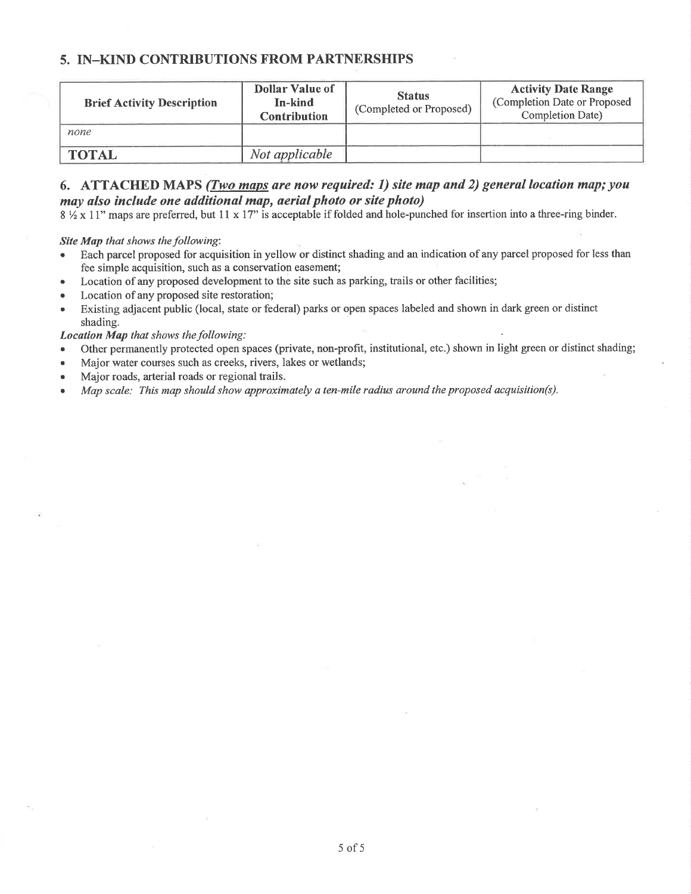## 5. IN–KIND CONTRIBUTIONS FROM PARTNERSHIPS

| Brief Activity Description | Dollar Value of In-kind Contribution | Status (Completed or Proposed) | Activity Date Range (Completion Date or Proposed Completion Date) |
|---|---|---|---|
| *none* | | | |
| **TOTAL** | *Not applicable* | | |

## 6. ATTACHED MAPS *(Two maps are now required: 1) site map and 2) general location map; you may also include one additional map, aerial photo or site photo)*

8 ½ x 11" maps are preferred, but 11 x 17" is acceptable if folded and hole-punched for insertion into a three-ring binder.

***Site Map** that shows the following:*

- Each parcel proposed for acquisition in yellow or distinct shading and an indication of any parcel proposed for less than fee simple acquisition, such as a conservation easement;
- Location of any proposed development to the site such as parking, trails or other facilities;
- Location of any proposed site restoration;
- Existing adjacent public (local, state or federal) parks or open spaces labeled and shown in dark green or distinct shading.

***Location Map** that shows the following:*

- Other permanently protected open spaces (private, non-profit, institutional, etc.) shown in light green or distinct shading;
- Major water courses such as creeks, rivers, lakes or wetlands;
- Major roads, arterial roads or regional trails.
- *Map scale: This map should show approximately a ten-mile radius around the proposed acquisition(s).*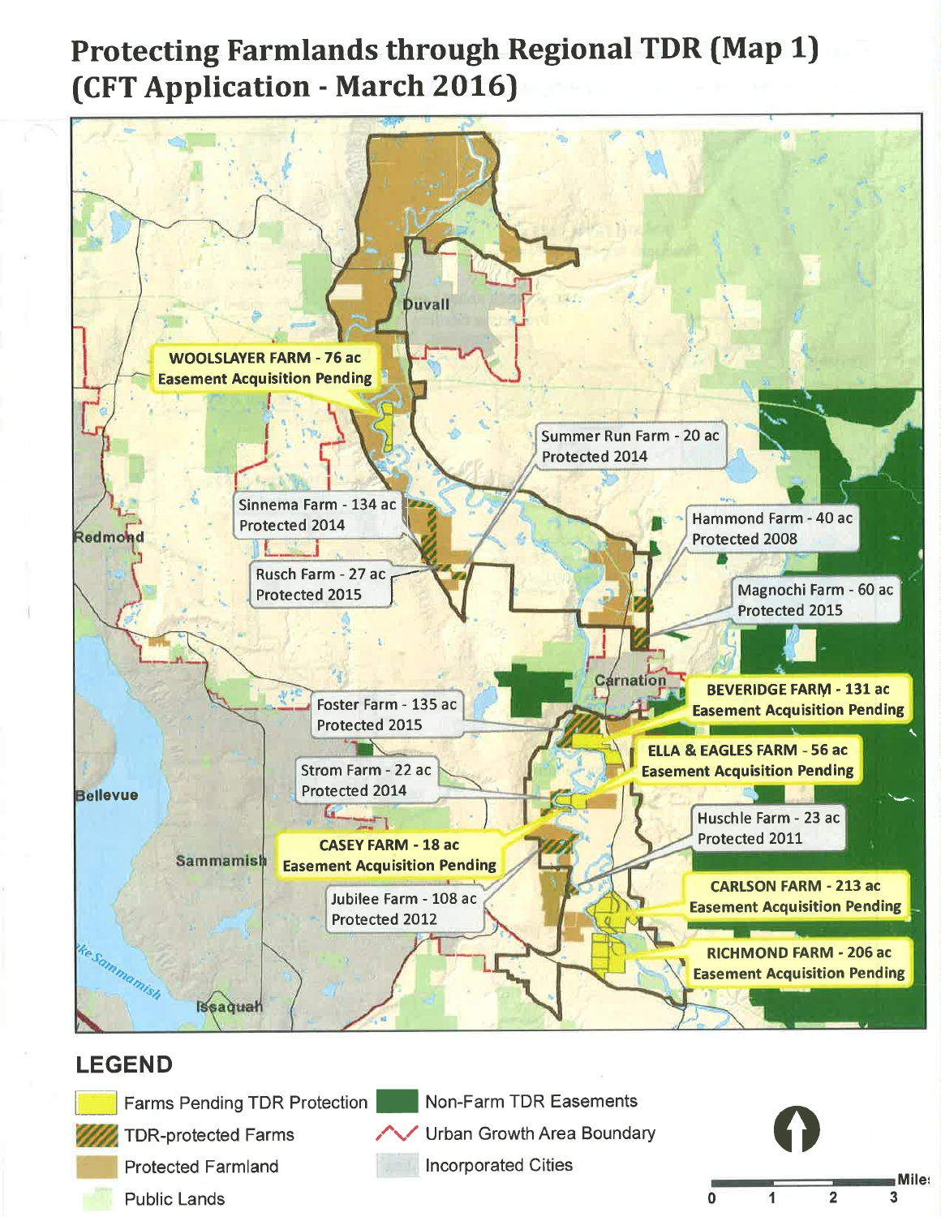# Protecting Farmlands through Regional TDR (Map 1) (CFT Application - March 2016)

Duvall

**WOOLSLAYER FARM - 76 ac**
**Easement Acquisition Pending**

Summer Run Farm - 20 ac
Protected 2014

Sinnema Farm - 134 ac
Protected 2014

Hammond Farm - 40 ac
Protected 2008

Redmond

Rusch Farm - 27 ac
Protected 2015

Magnochi Farm - 60 ac
Protected 2015

Carnation

**BEVERIDGE FARM - 131 ac**
**Easement Acquisition Pending**

Foster Farm - 135 ac
Protected 2015

**ELLA & EAGLES FARM - 56 ac**
**Easement Acquisition Pending**

Bellevue

Strom Farm - 22 ac
Protected 2014

Huschle Farm - 23 ac
Protected 2011

**CASEY FARM - 18 ac**
**Easement Acquisition Pending**

Sammamish

**CARLSON FARM - 213 ac**
**Easement Acquisition Pending**

Jubilee Farm - 108 ac
Protected 2012

**RICHMOND FARM - 206 ac**
**Easement Acquisition Pending**

Lake Sammamish

Issaquah

## LEGEND

- Farms Pending TDR Protection
- TDR-protected Farms
- Protected Farmland
- Public Lands
- Non-Farm TDR Easements
- Urban Growth Area Boundary
- Incorporated Cities

Miles: 0 1 2 3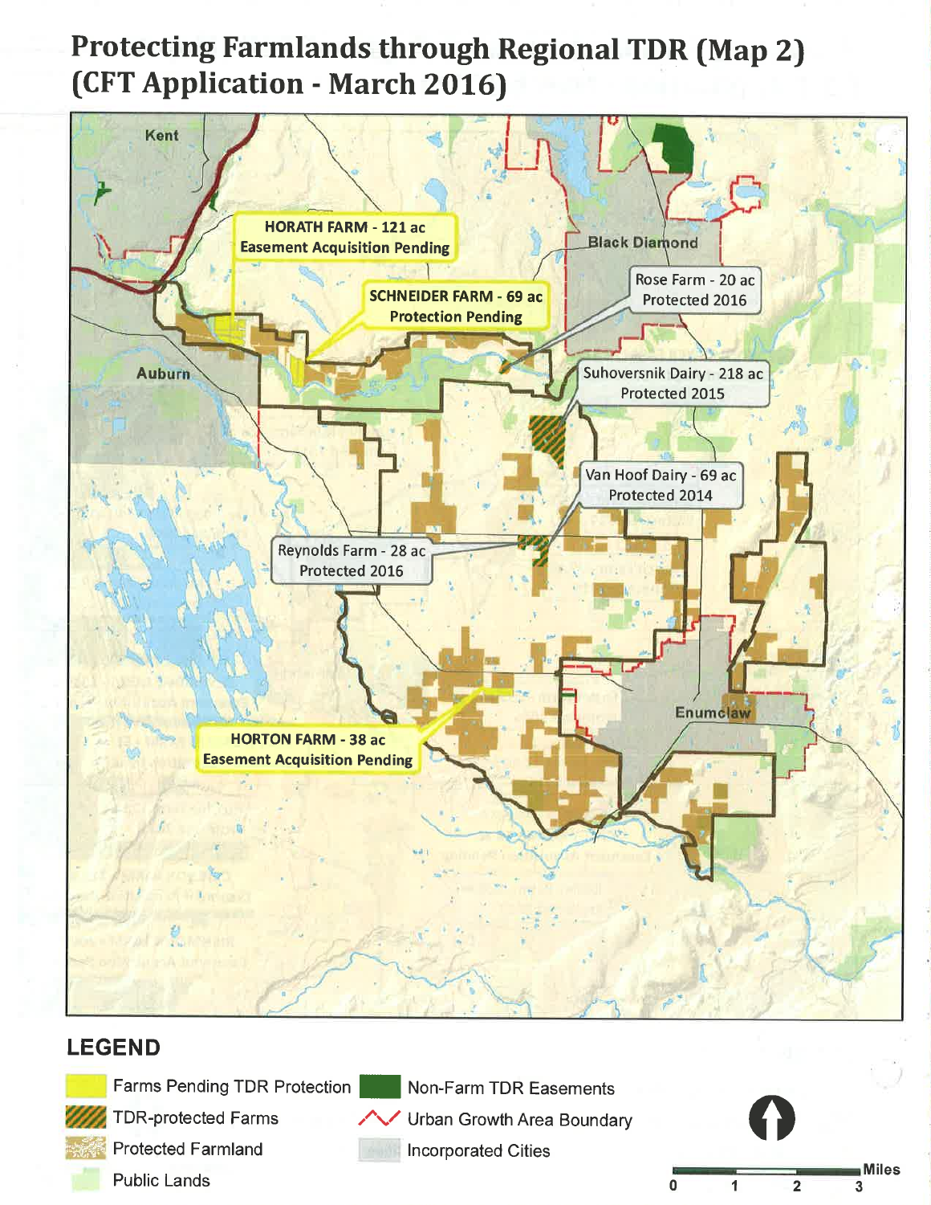# Protecting Farmlands through Regional TDR (Map 2) (CFT Application - March 2016)

Kent

Auburn

Black Diamond

Enumclaw

HORATH FARM - 121 ac
Easement Acquisition Pending

SCHNEIDER FARM - 69 ac
Protection Pending

Rose Farm - 20 ac
Protected 2016

Suhoversnik Dairy - 218 ac
Protected 2015

Van Hoof Dairy - 69 ac
Protected 2014

Reynolds Farm - 28 ac
Protected 2016

HORTON FARM - 38 ac
Easement Acquisition Pending

## LEGEND

Farms Pending TDR Protection

TDR-protected Farms

Protected Farmland

Public Lands

Non-Farm TDR Easements

Urban Growth Area Boundary

Incorporated Cities

Miles
0 1 2 3